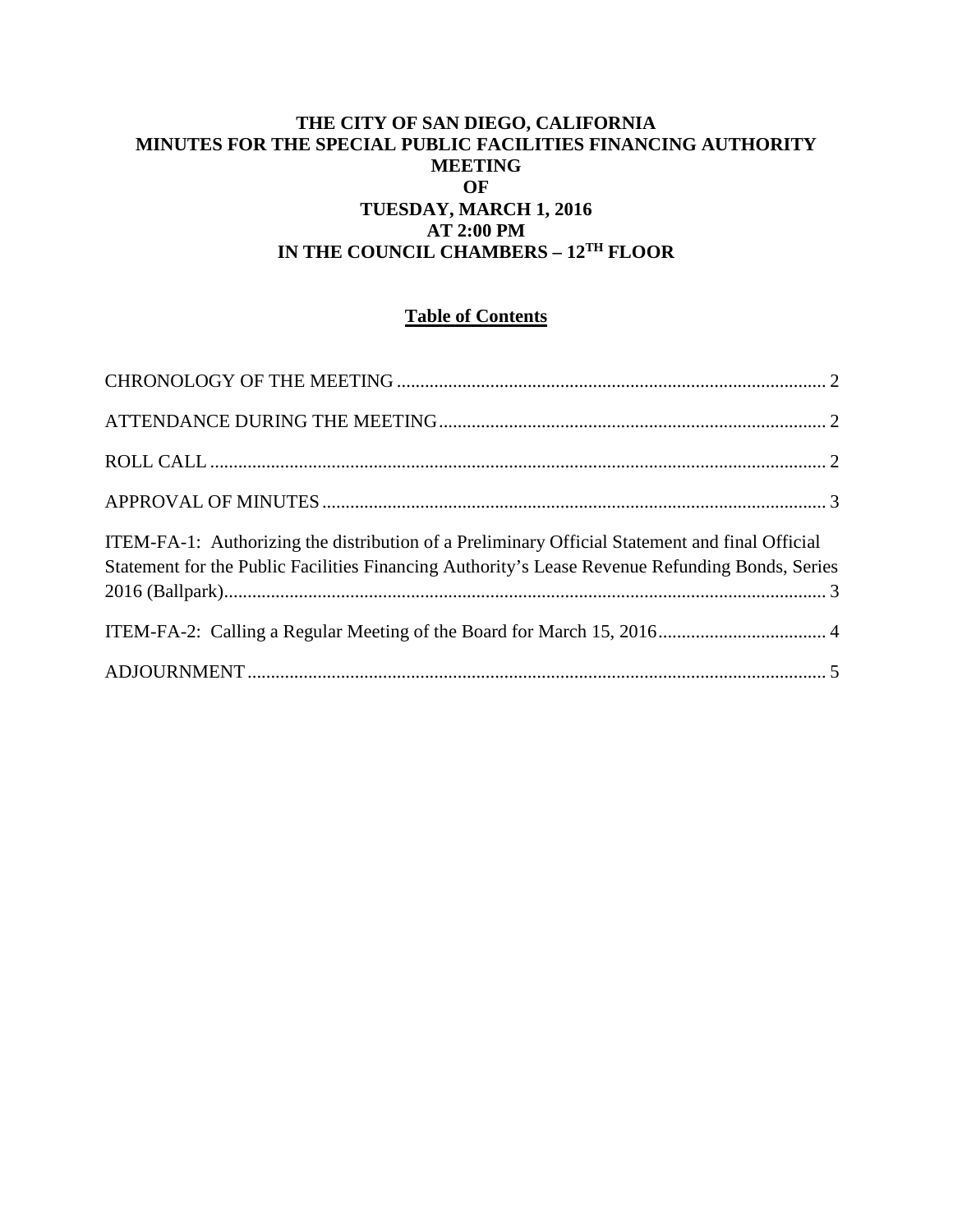# THE CITY OF SAN DIEGO, CALIFORNIA
# MINUTES FOR THE SPECIAL PUBLIC FACILITIES FINANCING AUTHORITY MEETING
# OF
# TUESDAY, MARCH 1, 2016
# AT 2:00 PM
# IN THE COUNCIL CHAMBERS – 12TH FLOOR

## Table of Contents

CHRONOLOGY OF THE MEETING ........................................................................................ 2

ATTENDANCE DURING THE MEETING ................................................................................ 2

ROLL CALL ................................................................................................................................ 2

APPROVAL OF MINUTES .......................................................................................................... 3

ITEM-FA-1: Authorizing the distribution of a Preliminary Official Statement and final Official Statement for the Public Facilities Financing Authority's Lease Revenue Refunding Bonds, Series 2016 (Ballpark) ................................................................................................................. 3

ITEM-FA-2: Calling a Regular Meeting of the Board for March 15, 2016 .................................. 4

ADJOURNMENT ......................................................................................................................... 5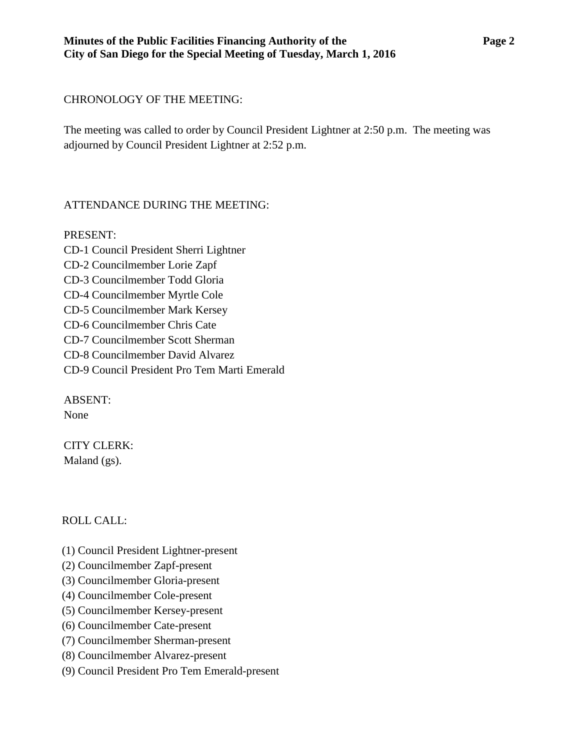CHRONOLOGY OF THE MEETING:

The meeting was called to order by Council President Lightner at 2:50 p.m. The meeting was adjourned by Council President Lightner at 2:52 p.m.

ATTENDANCE DURING THE MEETING:

PRESENT:
CD-1 Council President Sherri Lightner
CD-2 Councilmember Lorie Zapf
CD-3 Councilmember Todd Gloria
CD-4 Councilmember Myrtle Cole
CD-5 Councilmember Mark Kersey
CD-6 Councilmember Chris Cate
CD-7 Councilmember Scott Sherman
CD-8 Councilmember David Alvarez
CD-9 Council President Pro Tem Marti Emerald

ABSENT:
None

CITY CLERK:
Maland (gs).

ROLL CALL:

(1) Council President Lightner-present
(2) Councilmember Zapf-present
(3) Councilmember Gloria-present
(4) Councilmember Cole-present
(5) Councilmember Kersey-present
(6) Councilmember Cate-present
(7) Councilmember Sherman-present
(8) Councilmember Alvarez-present
(9) Council President Pro Tem Emerald-present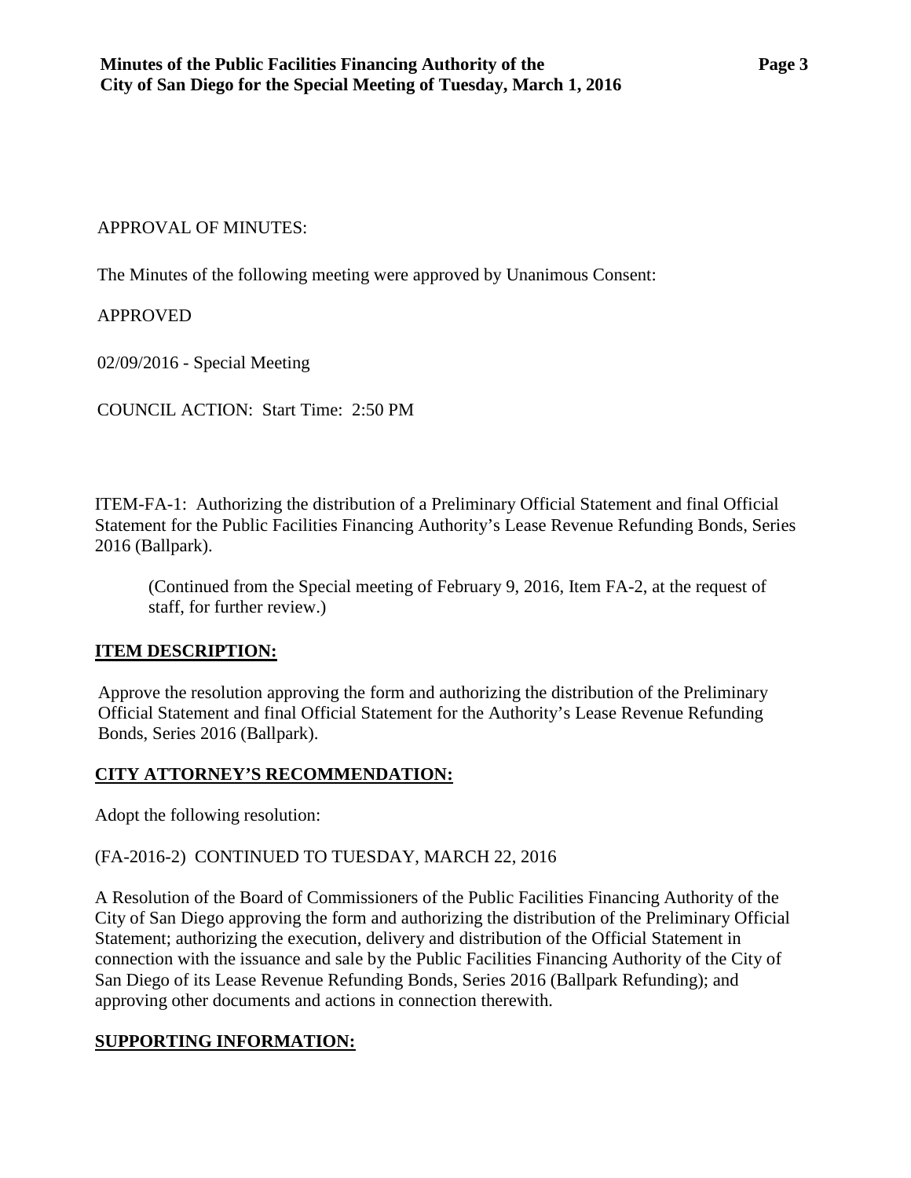APPROVAL OF MINUTES:

The Minutes of the following meeting were approved by Unanimous Consent:

APPROVED

02/09/2016 - Special Meeting

COUNCIL ACTION: Start Time: 2:50 PM

ITEM-FA-1: Authorizing the distribution of a Preliminary Official Statement and final Official Statement for the Public Facilities Financing Authority's Lease Revenue Refunding Bonds, Series 2016 (Ballpark).

> (Continued from the Special meeting of February 9, 2016, Item FA-2, at the request of staff, for further review.)

**ITEM DESCRIPTION:**

Approve the resolution approving the form and authorizing the distribution of the Preliminary Official Statement and final Official Statement for the Authority's Lease Revenue Refunding Bonds, Series 2016 (Ballpark).

**CITY ATTORNEY'S RECOMMENDATION:**

Adopt the following resolution:

(FA-2016-2) CONTINUED TO TUESDAY, MARCH 22, 2016

A Resolution of the Board of Commissioners of the Public Facilities Financing Authority of the City of San Diego approving the form and authorizing the distribution of the Preliminary Official Statement; authorizing the execution, delivery and distribution of the Official Statement in connection with the issuance and sale by the Public Facilities Financing Authority of the City of San Diego of its Lease Revenue Refunding Bonds, Series 2016 (Ballpark Refunding); and approving other documents and actions in connection therewith.

**SUPPORTING INFORMATION:**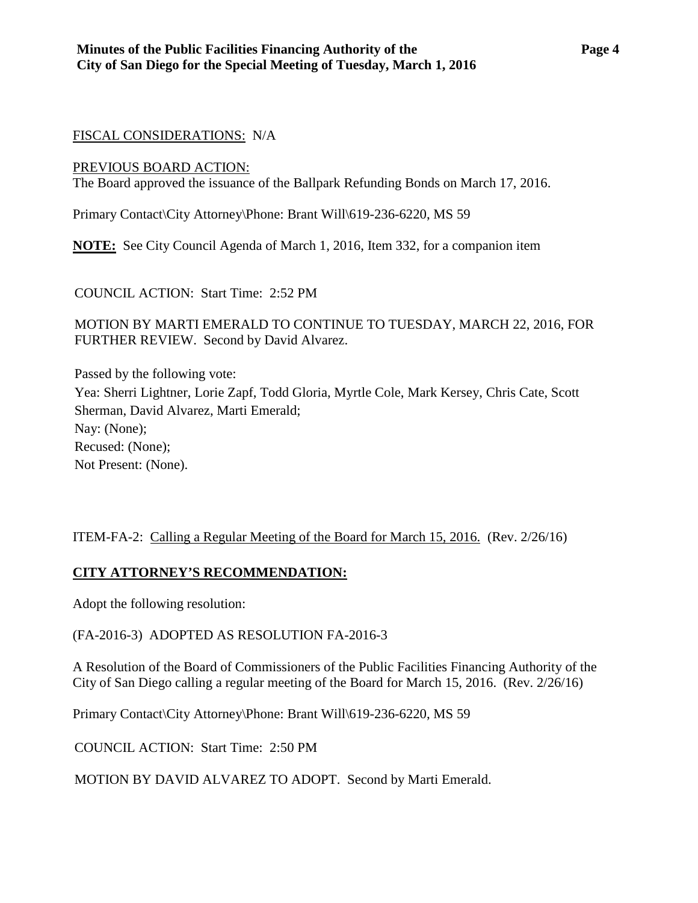FISCAL CONSIDERATIONS: N/A

PREVIOUS BOARD ACTION:
The Board approved the issuance of the Ballpark Refunding Bonds on March 17, 2016.

Primary Contact\City Attorney\Phone: Brant Will\619-236-6220, MS 59

**NOTE:** See City Council Agenda of March 1, 2016, Item 332, for a companion item

COUNCIL ACTION: Start Time: 2:52 PM

MOTION BY MARTI EMERALD TO CONTINUE TO TUESDAY, MARCH 22, 2016, FOR FURTHER REVIEW. Second by David Alvarez.

Passed by the following vote:
Yea: Sherri Lightner, Lorie Zapf, Todd Gloria, Myrtle Cole, Mark Kersey, Chris Cate, Scott Sherman, David Alvarez, Marti Emerald;
Nay: (None);
Recused: (None);
Not Present: (None).

ITEM-FA-2: Calling a Regular Meeting of the Board for March 15, 2016. (Rev. 2/26/16)

**CITY ATTORNEY'S RECOMMENDATION:**

Adopt the following resolution:

(FA-2016-3) ADOPTED AS RESOLUTION FA-2016-3

A Resolution of the Board of Commissioners of the Public Facilities Financing Authority of the City of San Diego calling a regular meeting of the Board for March 15, 2016. (Rev. 2/26/16)

Primary Contact\City Attorney\Phone: Brant Will\619-236-6220, MS 59

COUNCIL ACTION: Start Time: 2:50 PM

MOTION BY DAVID ALVAREZ TO ADOPT. Second by Marti Emerald.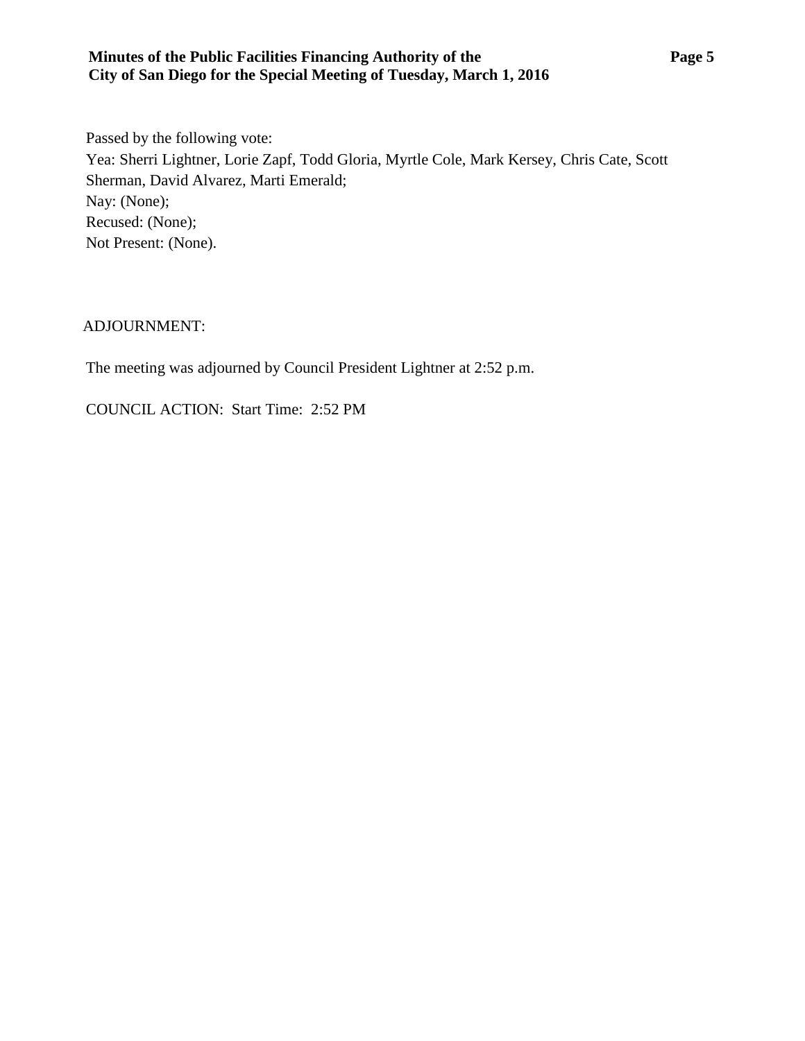Passed by the following vote:
Yea: Sherri Lightner, Lorie Zapf, Todd Gloria, Myrtle Cole, Mark Kersey, Chris Cate, Scott Sherman, David Alvarez, Marti Emerald;
Nay: (None);
Recused: (None);
Not Present: (None).

ADJOURNMENT:

The meeting was adjourned by Council President Lightner at 2:52 p.m.

COUNCIL ACTION: Start Time: 2:52 PM